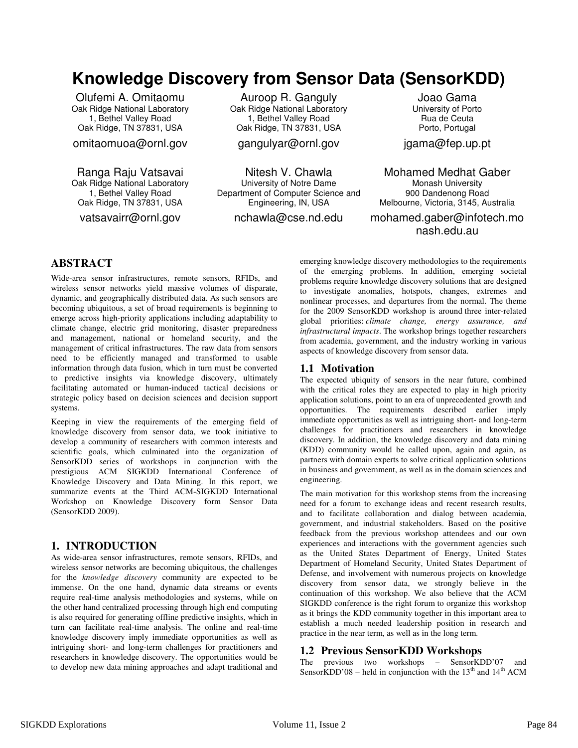# Knowledge Discovery from Sensor Data (SensorKDD)

Olufemi A. Omitaomu
Oak Ridge National Laboratory
1, Bethel Valley Road
Oak Ridge, TN 37831, USA
omitaomuoa@ornl.gov

Auroop R. Ganguly
Oak Ridge National Laboratory
1, Bethel Valley Road
Oak Ridge, TN 37831, USA
gangulyar@ornl.gov

Joao Gama
University of Porto
Rua de Ceuta
Porto, Portugal
jgama@fep.up.pt

Ranga Raju Vatsavai
Oak Ridge National Laboratory
1, Bethel Valley Road
Oak Ridge, TN 37831, USA
vatsavairr@ornl.gov

Nitesh V. Chawla
University of Notre Dame
Department of Computer Science and Engineering, IN, USA
nchawla@cse.nd.edu

Mohamed Medhat Gaber
Monash University
900 Dandenong Road
Melbourne, Victoria, 3145, Australia
mohamed.gaber@infotech.monash.edu.au

## ABSTRACT

Wide-area sensor infrastructures, remote sensors, RFIDs, and wireless sensor networks yield massive volumes of disparate, dynamic, and geographically distributed data. As such sensors are becoming ubiquitous, a set of broad requirements is beginning to emerge across high-priority applications including adaptability to climate change, electric grid monitoring, disaster preparedness and management, national or homeland security, and the management of critical infrastructures. The raw data from sensors need to be efficiently managed and transformed to usable information through data fusion, which in turn must be converted to predictive insights via knowledge discovery, ultimately facilitating automated or human-induced tactical decisions or strategic policy based on decision sciences and decision support systems.

Keeping in view the requirements of the emerging field of knowledge discovery from sensor data, we took initiative to develop a community of researchers with common interests and scientific goals, which culminated into the organization of SensorKDD series of workshops in conjunction with the prestigious ACM SIGKDD International Conference of Knowledge Discovery and Data Mining. In this report, we summarize events at the Third ACM-SIGKDD International Workshop on Knowledge Discovery form Sensor Data (SensorKDD 2009).

## 1. INTRODUCTION

As wide-area sensor infrastructures, remote sensors, RFIDs, and wireless sensor networks are becoming ubiquitous, the challenges for the *knowledge discovery* community are expected to be immense. On the one hand, dynamic data streams or events require real-time analysis methodologies and systems, while on the other hand centralized processing through high end computing is also required for generating offline predictive insights, which in turn can facilitate real-time analysis. The online and real-time knowledge discovery imply immediate opportunities as well as intriguing short- and long-term challenges for practitioners and researchers in knowledge discovery. The opportunities would be to develop new data mining approaches and adapt traditional and emerging knowledge discovery methodologies to the requirements of the emerging problems. In addition, emerging societal problems require knowledge discovery solutions that are designed to investigate anomalies, hotspots, changes, extremes and nonlinear processes, and departures from the normal. The theme for the 2009 SensorKDD workshop is around three inter-related global priorities: *climate change, energy assurance, and infrastructural impacts*. The workshop brings together researchers from academia, government, and the industry working in various aspects of knowledge discovery from sensor data.

### 1.1 Motivation

The expected ubiquity of sensors in the near future, combined with the critical roles they are expected to play in high priority application solutions, point to an era of unprecedented growth and opportunities. The requirements described earlier imply immediate opportunities as well as intriguing short- and long-term challenges for practitioners and researchers in knowledge discovery. In addition, the knowledge discovery and data mining (KDD) community would be called upon, again and again, as partners with domain experts to solve critical application solutions in business and government, as well as in the domain sciences and engineering.

The main motivation for this workshop stems from the increasing need for a forum to exchange ideas and recent research results, and to facilitate collaboration and dialog between academia, government, and industrial stakeholders. Based on the positive feedback from the previous workshop attendees and our own experiences and interactions with the government agencies such as the United States Department of Energy, United States Department of Homeland Security, United States Department of Defense, and involvement with numerous projects on knowledge discovery from sensor data, we strongly believe in the continuation of this workshop. We also believe that the ACM SIGKDD conference is the right forum to organize this workshop as it brings the KDD community together in this important area to establish a much needed leadership position in research and practice in the near term, as well as in the long term.

### 1.2 Previous SensorKDD Workshops

The previous two workshops – SensorKDD'07 and SensorKDD'08 – held in conjunction with the 13th and 14th ACM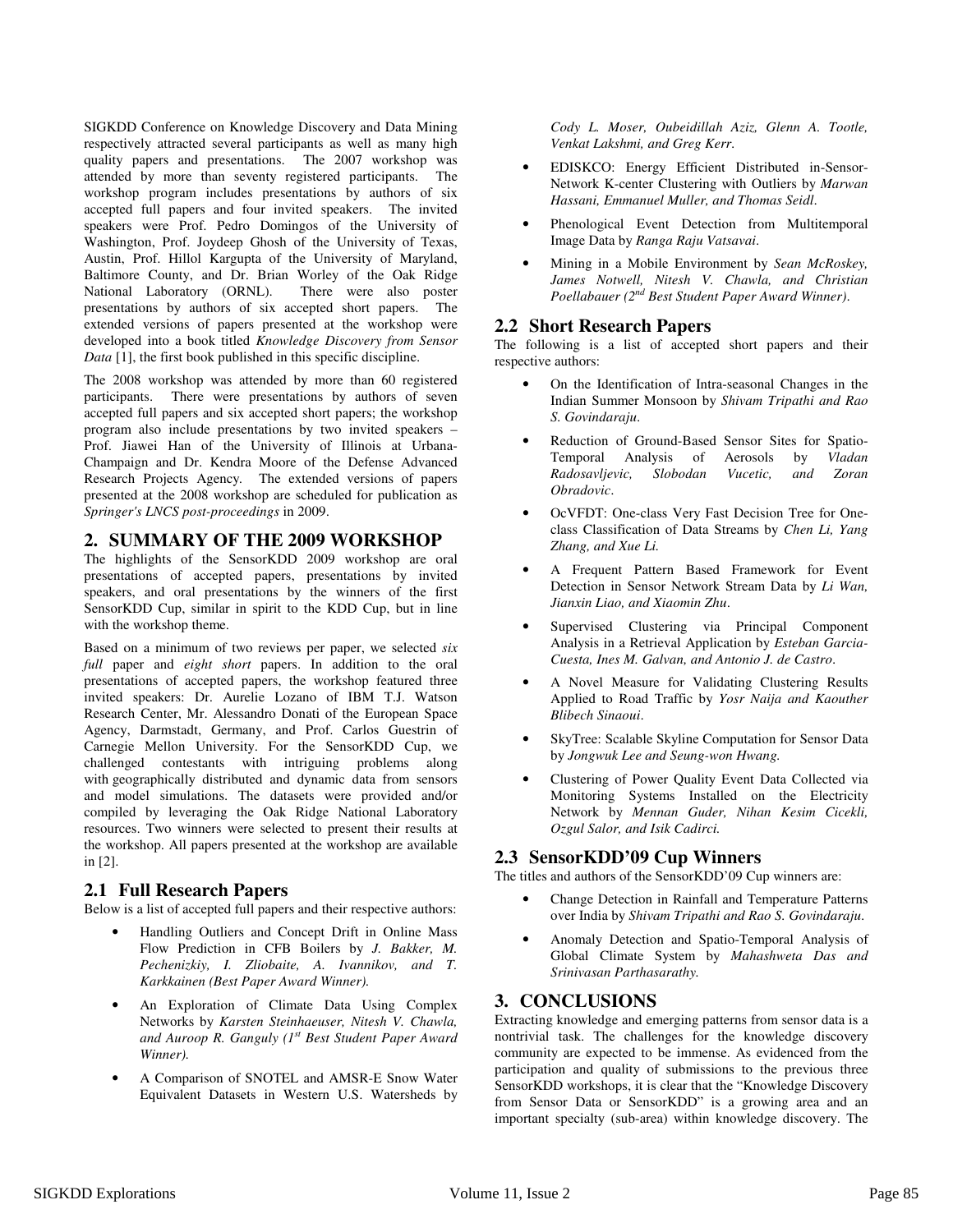SIGKDD Conference on Knowledge Discovery and Data Mining respectively attracted several participants as well as many high quality papers and presentations. The 2007 workshop was attended by more than seventy registered participants. The workshop program includes presentations by authors of six accepted full papers and four invited speakers. The invited speakers were Prof. Pedro Domingos of the University of Washington, Prof. Joydeep Ghosh of the University of Texas, Austin, Prof. Hillol Kargupta of the University of Maryland, Baltimore County, and Dr. Brian Worley of the Oak Ridge National Laboratory (ORNL). There were also poster presentations by authors of six accepted short papers. The extended versions of papers presented at the workshop were developed into a book titled *Knowledge Discovery from Sensor Data* [1], the first book published in this specific discipline.

The 2008 workshop was attended by more than 60 registered participants. There were presentations by authors of seven accepted full papers and six accepted short papers; the workshop program also include presentations by two invited speakers – Prof. Jiawei Han of the University of Illinois at Urbana-Champaign and Dr. Kendra Moore of the Defense Advanced Research Projects Agency. The extended versions of papers presented at the 2008 workshop are scheduled for publication as *Springer's LNCS post-proceedings* in 2009.

## 2. SUMMARY OF THE 2009 WORKSHOP

The highlights of the SensorKDD 2009 workshop are oral presentations of accepted papers, presentations by invited speakers, and oral presentations by the winners of the first SensorKDD Cup, similar in spirit to the KDD Cup, but in line with the workshop theme.

Based on a minimum of two reviews per paper, we selected *six full* paper and *eight short* papers. In addition to the oral presentations of accepted papers, the workshop featured three invited speakers: Dr. Aurelie Lozano of IBM T.J. Watson Research Center, Mr. Alessandro Donati of the European Space Agency, Darmstadt, Germany, and Prof. Carlos Guestrin of Carnegie Mellon University. For the SensorKDD Cup, we challenged contestants with intriguing problems along with geographically distributed and dynamic data from sensors and model simulations. The datasets were provided and/or compiled by leveraging the Oak Ridge National Laboratory resources. Two winners were selected to present their results at the workshop. All papers presented at the workshop are available in [2].

### 2.1 Full Research Papers

Below is a list of accepted full papers and their respective authors:

- Handling Outliers and Concept Drift in Online Mass Flow Prediction in CFB Boilers by *J. Bakker, M. Pechenizkiy, I. Zliobaite, A. Ivannikov, and T. Karkkainen (Best Paper Award Winner).*
- An Exploration of Climate Data Using Complex Networks by *Karsten Steinhaeuser, Nitesh V. Chawla, and Auroop R. Ganguly (1st Best Student Paper Award Winner).*
- A Comparison of SNOTEL and AMSR-E Snow Water Equivalent Datasets in Western U.S. Watersheds by *Cody L. Moser, Oubeidillah Aziz, Glenn A. Tootle, Venkat Lakshmi, and Greg Kerr*.
- EDISKCO: Energy Efficient Distributed in-Sensor-Network K-center Clustering with Outliers by *Marwan Hassani, Emmanuel Muller, and Thomas Seidl*.
- Phenological Event Detection from Multitemporal Image Data by *Ranga Raju Vatsavai*.
- Mining in a Mobile Environment by *Sean McRoskey, James Notwell, Nitesh V. Chawla, and Christian Poellabauer (2nd Best Student Paper Award Winner).*

### 2.2 Short Research Papers

The following is a list of accepted short papers and their respective authors:

- On the Identification of Intra-seasonal Changes in the Indian Summer Monsoon by *Shivam Tripathi and Rao S. Govindaraju*.
- Reduction of Ground-Based Sensor Sites for Spatio-Temporal Analysis of Aerosols by *Vladan Radosavljevic, Slobodan Vucetic, and Zoran Obradovic*.
- OcVFDT: One-class Very Fast Decision Tree for One-class Classification of Data Streams by *Chen Li, Yang Zhang, and Xue Li.*
- A Frequent Pattern Based Framework for Event Detection in Sensor Network Stream Data by *Li Wan, Jianxin Liao, and Xiaomin Zhu*.
- Supervised Clustering via Principal Component Analysis in a Retrieval Application by *Esteban Garcia-Cuesta, Ines M. Galvan, and Antonio J. de Castro*.
- A Novel Measure for Validating Clustering Results Applied to Road Traffic by *Yosr Naija and Kaouther Blibech Sinaoui*.
- SkyTree: Scalable Skyline Computation for Sensor Data by *Jongwuk Lee and Seung-won Hwang.*
- Clustering of Power Quality Event Data Collected via Monitoring Systems Installed on the Electricity Network by *Mennan Guder, Nihan Kesim Cicekli, Ozgul Salor, and Isik Cadirci.*

### 2.3 SensorKDD'09 Cup Winners

The titles and authors of the SensorKDD'09 Cup winners are:

- Change Detection in Rainfall and Temperature Patterns over India by *Shivam Tripathi and Rao S. Govindaraju*.
- Anomaly Detection and Spatio-Temporal Analysis of Global Climate System by *Mahashweta Das and Srinivasan Parthasarathy.*

## 3. CONCLUSIONS

Extracting knowledge and emerging patterns from sensor data is a nontrivial task. The challenges for the knowledge discovery community are expected to be immense. As evidenced from the participation and quality of submissions to the previous three SensorKDD workshops, it is clear that the "Knowledge Discovery from Sensor Data or SensorKDD" is a growing area and an important specialty (sub-area) within knowledge discovery. The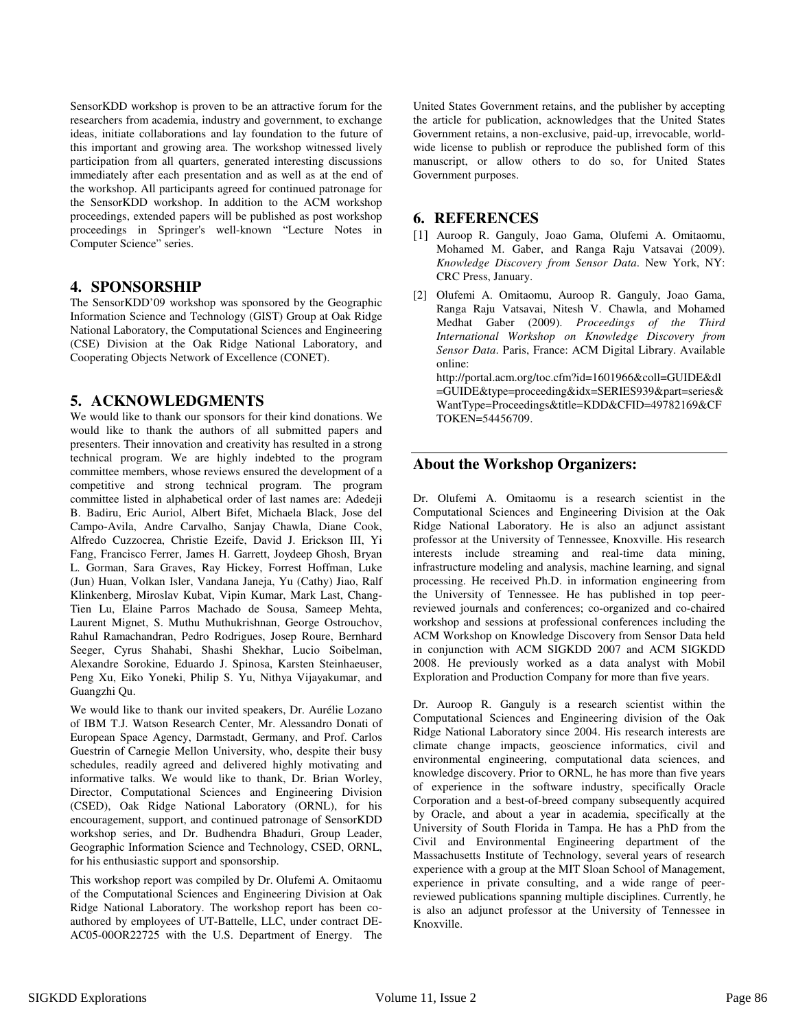SensorKDD workshop is proven to be an attractive forum for the researchers from academia, industry and government, to exchange ideas, initiate collaborations and lay foundation to the future of this important and growing area. The workshop witnessed lively participation from all quarters, generated interesting discussions immediately after each presentation and as well as at the end of the workshop. All participants agreed for continued patronage for the SensorKDD workshop. In addition to the ACM workshop proceedings, extended papers will be published as post workshop proceedings in Springer's well-known "Lecture Notes in Computer Science" series.

## 4. SPONSORSHIP

The SensorKDD'09 workshop was sponsored by the Geographic Information Science and Technology (GIST) Group at Oak Ridge National Laboratory, the Computational Sciences and Engineering (CSE) Division at the Oak Ridge National Laboratory, and Cooperating Objects Network of Excellence (CONET).

## 5. ACKNOWLEDGMENTS

We would like to thank our sponsors for their kind donations. We would like to thank the authors of all submitted papers and presenters. Their innovation and creativity has resulted in a strong technical program. We are highly indebted to the program committee members, whose reviews ensured the development of a competitive and strong technical program. The program committee listed in alphabetical order of last names are: Adedeji B. Badiru, Eric Auriol, Albert Bifet, Michaela Black, Jose del Campo-Avila, Andre Carvalho, Sanjay Chawla, Diane Cook, Alfredo Cuzzocrea, Christie Ezeife, David J. Erickson III, Yi Fang, Francisco Ferrer, James H. Garrett, Joydeep Ghosh, Bryan L. Gorman, Sara Graves, Ray Hickey, Forrest Hoffman, Luke (Jun) Huan, Volkan Isler, Vandana Janeja, Yu (Cathy) Jiao, Ralf Klinkenberg, Miroslav Kubat, Vipin Kumar, Mark Last, Chang-Tien Lu, Elaine Parros Machado de Sousa, Sameep Mehta, Laurent Mignet, S. Muthu Muthukrishnan, George Ostrouchov, Rahul Ramachandran, Pedro Rodrigues, Josep Roure, Bernhard Seeger, Cyrus Shahabi, Shashi Shekhar, Lucio Soibelman, Alexandre Sorokine, Eduardo J. Spinosa, Karsten Steinhaeuser, Peng Xu, Eiko Yoneki, Philip S. Yu, Nithya Vijayakumar, and Guangzhi Qu.

We would like to thank our invited speakers, Dr. Aurélie Lozano of IBM T.J. Watson Research Center, Mr. Alessandro Donati of European Space Agency, Darmstadt, Germany, and Prof. Carlos Guestrin of Carnegie Mellon University, who, despite their busy schedules, readily agreed and delivered highly motivating and informative talks. We would like to thank, Dr. Brian Worley, Director, Computational Sciences and Engineering Division (CSED), Oak Ridge National Laboratory (ORNL), for his encouragement, support, and continued patronage of SensorKDD workshop series, and Dr. Budhendra Bhaduri, Group Leader, Geographic Information Science and Technology, CSED, ORNL, for his enthusiastic support and sponsorship.

This workshop report was compiled by Dr. Olufemi A. Omitaomu of the Computational Sciences and Engineering Division at Oak Ridge National Laboratory. The workshop report has been co-authored by employees of UT-Battelle, LLC, under contract DE-AC05-00OR22725 with the U.S. Department of Energy. The United States Government retains, and the publisher by accepting the article for publication, acknowledges that the United States Government retains, a non-exclusive, paid-up, irrevocable, world-wide license to publish or reproduce the published form of this manuscript, or allow others to do so, for United States Government purposes.

## 6. REFERENCES

[1] Auroop R. Ganguly, Joao Gama, Olufemi A. Omitaomu, Mohamed M. Gaber, and Ranga Raju Vatsavai (2009). *Knowledge Discovery from Sensor Data*. New York, NY: CRC Press, January.

[2] Olufemi A. Omitaomu, Auroop R. Ganguly, Joao Gama, Ranga Raju Vatsavai, Nitesh V. Chawla, and Mohamed Medhat Gaber (2009). *Proceedings of the Third International Workshop on Knowledge Discovery from Sensor Data*. Paris, France: ACM Digital Library. Available online: http://portal.acm.org/toc.cfm?id=1601966&coll=GUIDE&dl=GUIDE&type=proceeding&idx=SERIES939&part=series&WantType=Proceedings&title=KDD&CFID=49782169&CFTOKEN=54456709.

## About the Workshop Organizers:

Dr. Olufemi A. Omitaomu is a research scientist in the Computational Sciences and Engineering Division at the Oak Ridge National Laboratory. He is also an adjunct assistant professor at the University of Tennessee, Knoxville. His research interests include streaming and real-time data mining, infrastructure modeling and analysis, machine learning, and signal processing. He received Ph.D. in information engineering from the University of Tennessee. He has published in top peer-reviewed journals and conferences; co-organized and co-chaired workshop and sessions at professional conferences including the ACM Workshop on Knowledge Discovery from Sensor Data held in conjunction with ACM SIGKDD 2007 and ACM SIGKDD 2008. He previously worked as a data analyst with Mobil Exploration and Production Company for more than five years.

Dr. Auroop R. Ganguly is a research scientist within the Computational Sciences and Engineering division of the Oak Ridge National Laboratory since 2004. His research interests are climate change impacts, geoscience informatics, civil and environmental engineering, computational data sciences, and knowledge discovery. Prior to ORNL, he has more than five years of experience in the software industry, specifically Oracle Corporation and a best-of-breed company subsequently acquired by Oracle, and about a year in academia, specifically at the University of South Florida in Tampa. He has a PhD from the Civil and Environmental Engineering department of the Massachusetts Institute of Technology, several years of research experience with a group at the MIT Sloan School of Management, experience in private consulting, and a wide range of peer-reviewed publications spanning multiple disciplines. Currently, he is also an adjunct professor at the University of Tennessee in Knoxville.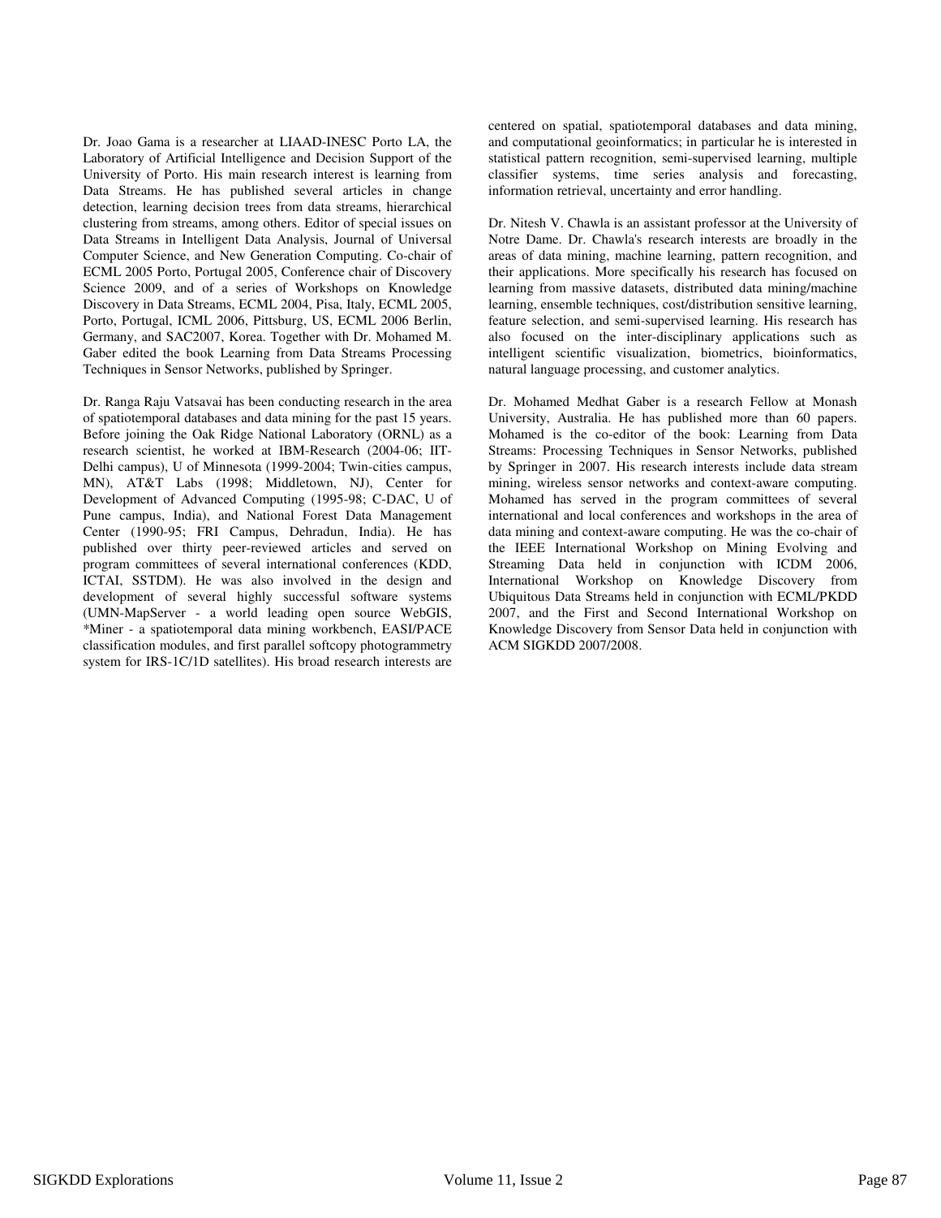Dr. Joao Gama is a researcher at LIAAD-INESC Porto LA, the Laboratory of Artificial Intelligence and Decision Support of the University of Porto. His main research interest is learning from Data Streams. He has published several articles in change detection, learning decision trees from data streams, hierarchical clustering from streams, among others. Editor of special issues on Data Streams in Intelligent Data Analysis, Journal of Universal Computer Science, and New Generation Computing. Co-chair of ECML 2005 Porto, Portugal 2005, Conference chair of Discovery Science 2009, and of a series of Workshops on Knowledge Discovery in Data Streams, ECML 2004, Pisa, Italy, ECML 2005, Porto, Portugal, ICML 2006, Pittsburg, US, ECML 2006 Berlin, Germany, and SAC2007, Korea. Together with Dr. Mohamed M. Gaber edited the book Learning from Data Streams Processing Techniques in Sensor Networks, published by Springer.

Dr. Ranga Raju Vatsavai has been conducting research in the area of spatiotemporal databases and data mining for the past 15 years. Before joining the Oak Ridge National Laboratory (ORNL) as a research scientist, he worked at IBM-Research (2004-06; IIT-Delhi campus), U of Minnesota (1999-2004; Twin-cities campus, MN), AT&T Labs (1998; Middletown, NJ), Center for Development of Advanced Computing (1995-98; C-DAC, U of Pune campus, India), and National Forest Data Management Center (1990-95; FRI Campus, Dehradun, India). He has published over thirty peer-reviewed articles and served on program committees of several international conferences (KDD, ICTAI, SSTDM). He was also involved in the design and development of several highly successful software systems (UMN-MapServer - a world leading open source WebGIS, *Miner - a spatiotemporal data mining workbench, EASI/PACE classification modules, and first parallel softcopy photogrammetry system for IRS-1C/1D satellites). His broad research interests are centered on spatial, spatiotemporal databases and data mining, and computational geoinformatics; in particular he is interested in statistical pattern recognition, semi-supervised learning, multiple classifier systems, time series analysis and forecasting, information retrieval, uncertainty and error handling.

Dr. Nitesh V. Chawla is an assistant professor at the University of Notre Dame. Dr. Chawla's research interests are broadly in the areas of data mining, machine learning, pattern recognition, and their applications. More specifically his research has focused on learning from massive datasets, distributed data mining/machine learning, ensemble techniques, cost/distribution sensitive learning, feature selection, and semi-supervised learning. His research has also focused on the inter-disciplinary applications such as intelligent scientific visualization, biometrics, bioinformatics, natural language processing, and customer analytics.

Dr. Mohamed Medhat Gaber is a research Fellow at Monash University, Australia. He has published more than 60 papers. Mohamed is the co-editor of the book: Learning from Data Streams: Processing Techniques in Sensor Networks, published by Springer in 2007. His research interests include data stream mining, wireless sensor networks and context-aware computing. Mohamed has served in the program committees of several international and local conferences and workshops in the area of data mining and context-aware computing. He was the co-chair of the IEEE International Workshop on Mining Evolving and Streaming Data held in conjunction with ICDM 2006, International Workshop on Knowledge Discovery from Ubiquitous Data Streams held in conjunction with ECML/PKDD 2007, and the First and Second International Workshop on Knowledge Discovery from Sensor Data held in conjunction with ACM SIGKDD 2007/2008.